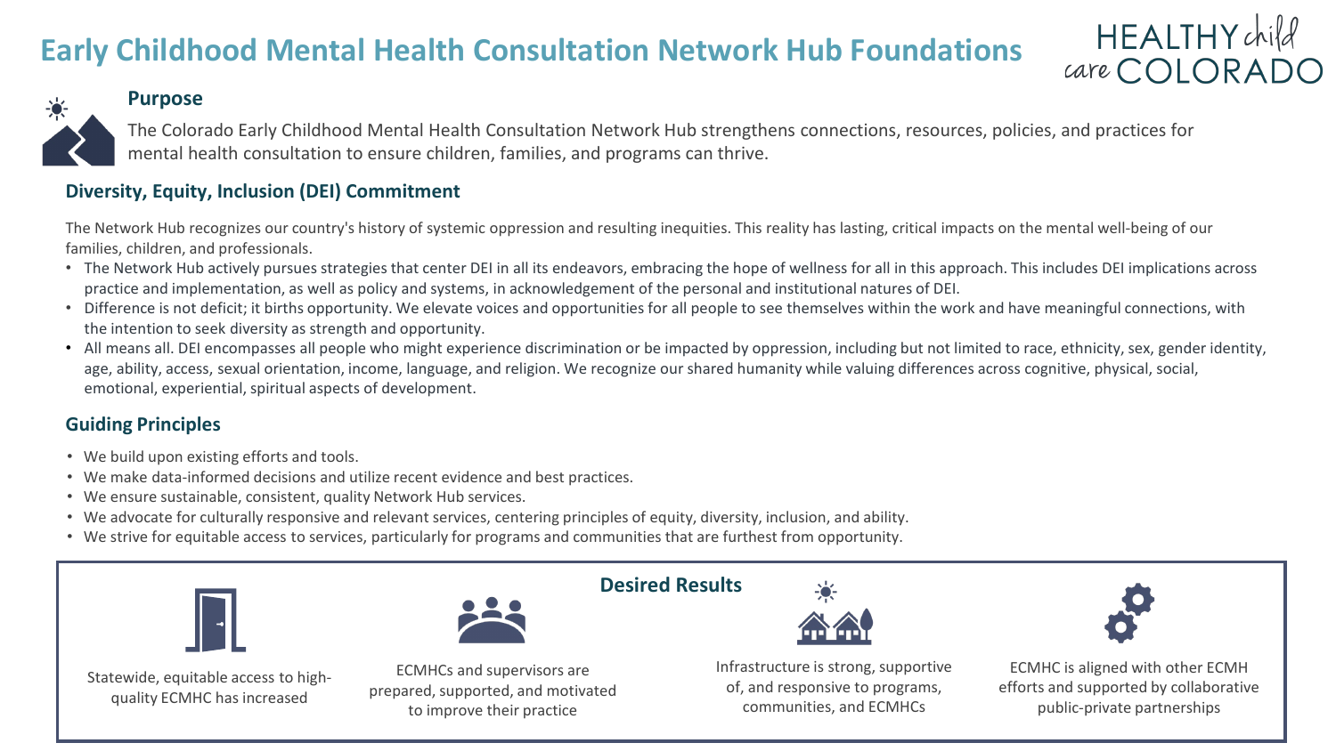# Early Childhood Mental Health Consultation Network Hub Foundations

HEALTHY child care COLORADO

## Purpose

The Colorado Early Childhood Mental Health Consultation Network Hub strengthens connections, resources, policies, and practices for mental health consultation to ensure children, families, and programs can thrive.

## Diversity, Equity, Inclusion (DEI) Commitment

The Network Hub recognizes our country's history of systemic oppression and resulting inequities. This reality has lasting, critical impacts on the mental well-being of our families, children, and professionals.

- The Network Hub actively pursues strategies that center DEI in all its endeavors, embracing the hope of wellness for all in this approach. This includes DEI implications across practice and implementation, as well as policy and systems, in acknowledgement of the personal and institutional natures of DEI.
- Difference is not deficit; it births opportunity. We elevate voices and opportunities for all people to see themselves within the work and have meaningful connections, with the intention to seek diversity as strength and opportunity.
- All means all. DEI encompasses all people who might experience discrimination or be impacted by oppression, including but not limited to race, ethnicity, sex, gender identity, age, ability, access, sexual orientation, income, language, and religion. We recognize our shared humanity while valuing differences across cognitive, physical, social, emotional, experiential, spiritual aspects of development.

## Guiding Principles

- We build upon existing efforts and tools.
- We make data-informed decisions and utilize recent evidence and best practices.
- We ensure sustainable, consistent, quality Network Hub services.
- We advocate for culturally responsive and relevant services, centering principles of equity, diversity, inclusion, and ability.
- We strive for equitable access to services, particularly for programs and communities that are furthest from opportunity.

## Desired Results

- Statewide, equitable access to high-quality ECMHC has increased
- ECMHCs and supervisors are prepared, supported, and motivated to improve their practice
- Infrastructure is strong, supportive of, and responsive to programs, communities, and ECMHCs
- ECMHC is aligned with other ECMH efforts and supported by collaborative public-private partnerships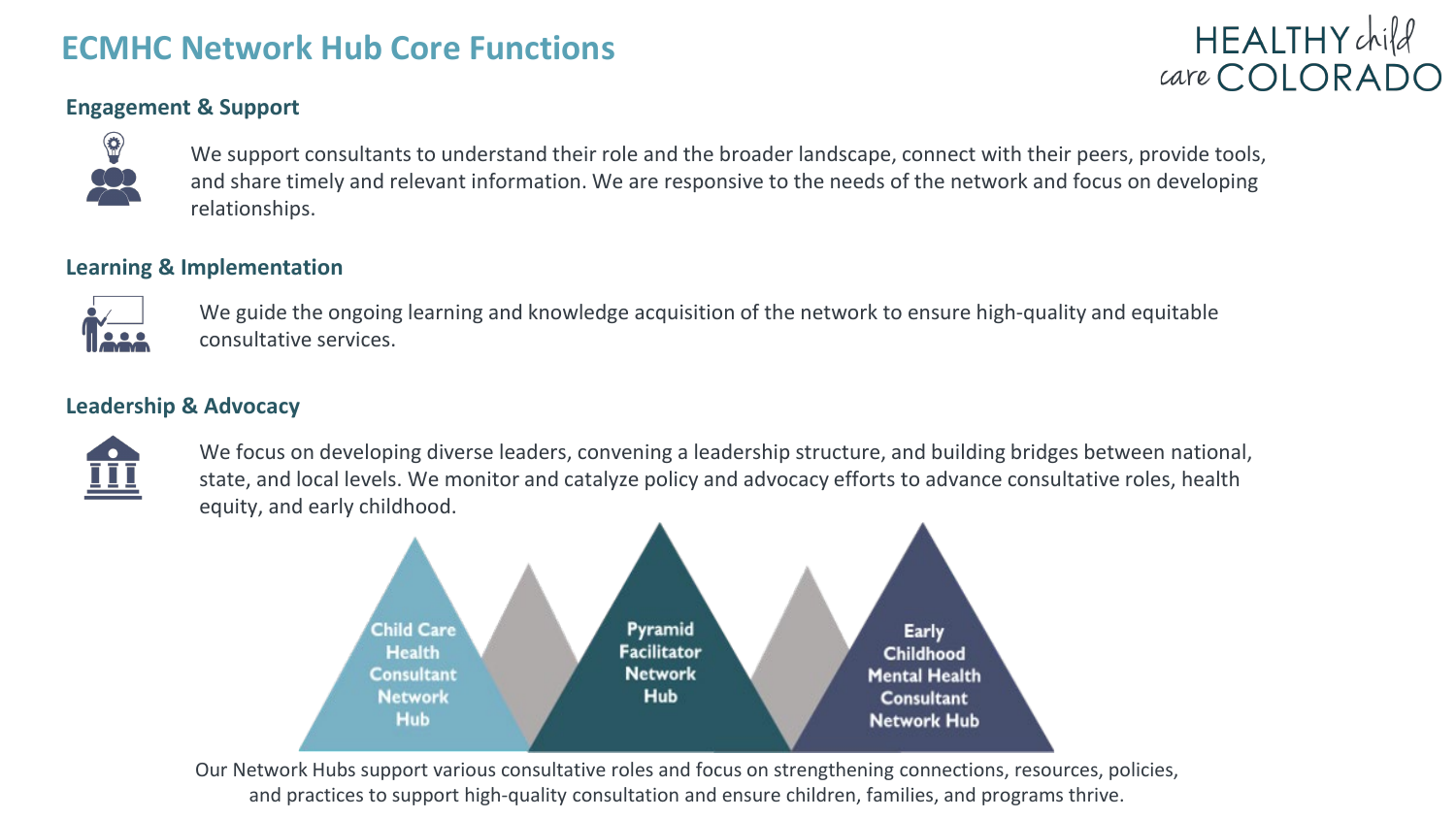# ECMHC Network Hub Core Functions

HEALTHY child care COLORADO

### Engagement & Support

We support consultants to understand their role and the broader landscape, connect with their peers, provide tools, and share timely and relevant information. We are responsive to the needs of the network and focus on developing relationships.

### Learning & Implementation

We guide the ongoing learning and knowledge acquisition of the network to ensure high-quality and equitable consultative services.

### Leadership & Advocacy

We focus on developing diverse leaders, convening a leadership structure, and building bridges between national, state, and local levels. We monitor and catalyze policy and advocacy efforts to advance consultative roles, health equity, and early childhood.

- Child Care Health Consultant Network Hub
- Pyramid Facilitator Network Hub
- Early Childhood Mental Health Consultant Network Hub

Our Network Hubs support various consultative roles and focus on strengthening connections, resources, policies, and practices to support high-quality consultation and ensure children, families, and programs thrive.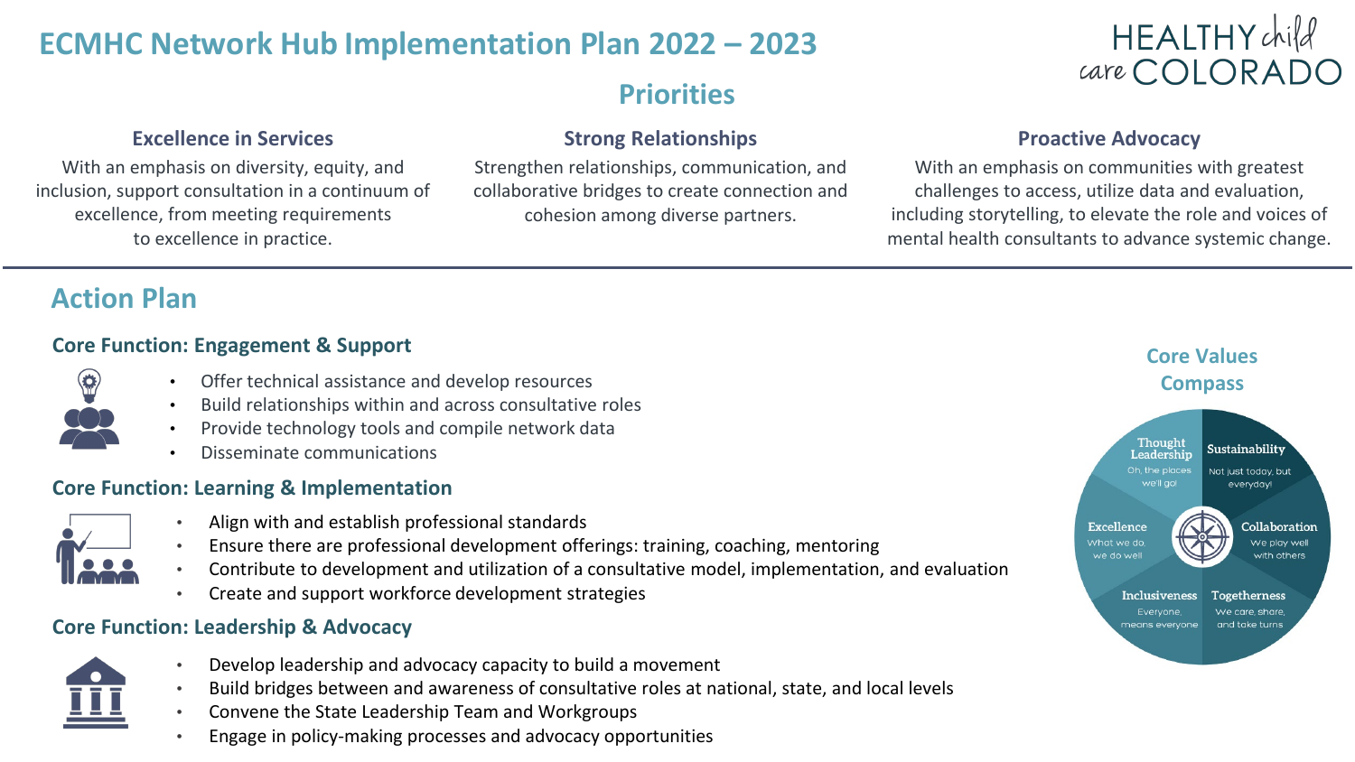# ECMHC Network Hub Implementation Plan 2022 – 2023

HEALTHY child care COLORADO

## Priorities

### Excellence in Services

With an emphasis on diversity, equity, and inclusion, support consultation in a continuum of excellence, from meeting requirements to excellence in practice.

### Strong Relationships

Strengthen relationships, communication, and collaborative bridges to create connection and cohesion among diverse partners.

### Proactive Advocacy

With an emphasis on communities with greatest challenges to access, utilize data and evaluation, including storytelling, to elevate the role and voices of mental health consultants to advance systemic change.

## Action Plan

### Core Function: Engagement & Support

- Offer technical assistance and develop resources
- Build relationships within and across consultative roles
- Provide technology tools and compile network data
- Disseminate communications

### Core Function: Learning & Implementation

- Align with and establish professional standards
- Ensure there are professional development offerings: training, coaching, mentoring
- Contribute to development and utilization of a consultative model, implementation, and evaluation
- Create and support workforce development strategies

### Core Function: Leadership & Advocacy

- Develop leadership and advocacy capacity to build a movement
- Build bridges between and awareness of consultative roles at national, state, and local levels
- Convene the State Leadership Team and Workgroups
- Engage in policy-making processes and advocacy opportunities

### Core Values Compass

Thought Leadership
Oh, the places we'll go!

Sustainability
Not just today, but everyday!

Excellence
What we do, we do well

Collaboration
We play well with others

Inclusiveness
Everyone, means everyone

Togetherness
We care, share, and take turns